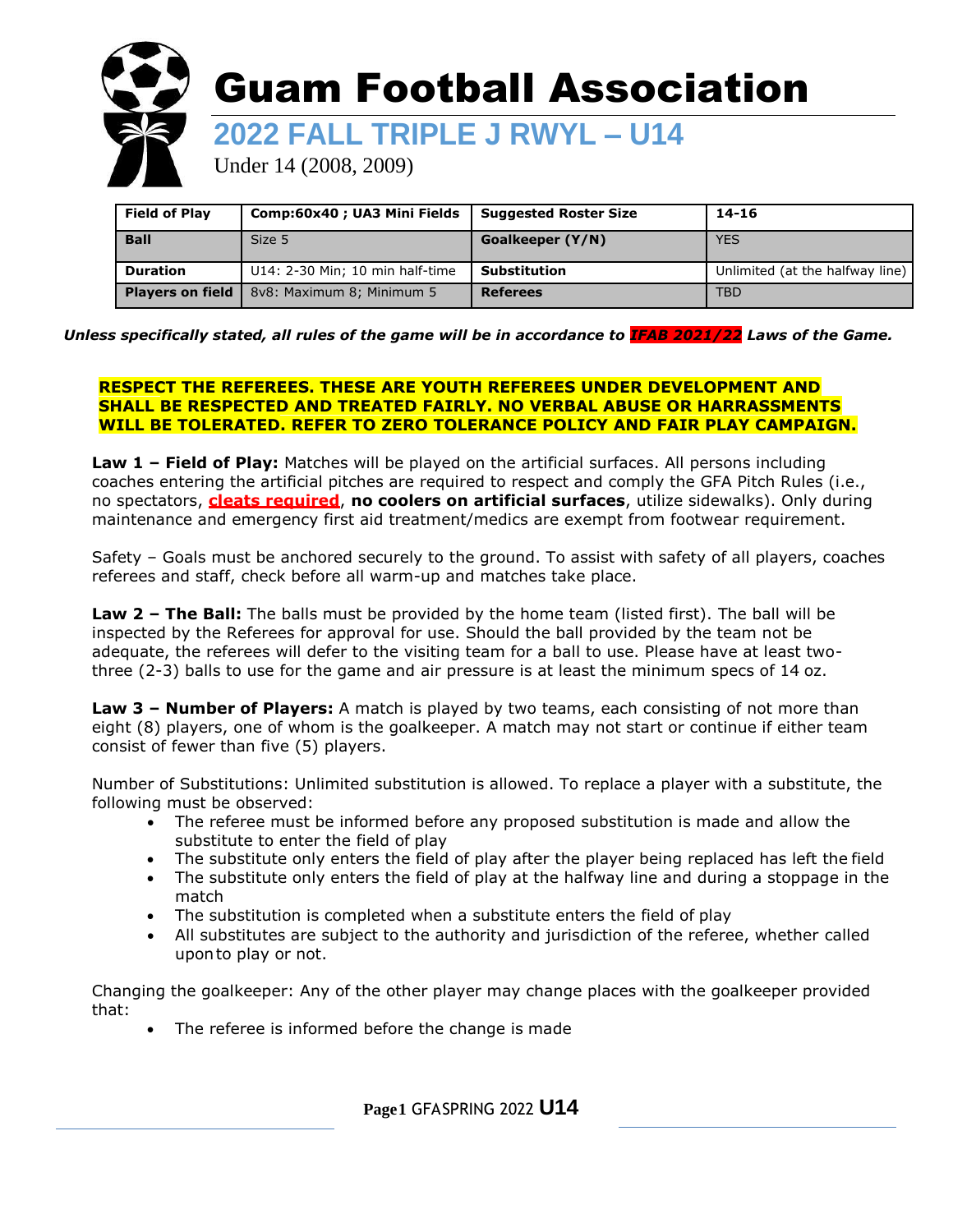# Guam Football Association

## 2022 FALL TRIPLE J RWYL – U14

Under 14 (2008, 2009)

| Field of Play | Comp:60x40 ; UA3 Mini Fields | Suggested Roster Size | 14-16 |
|---|---|---|---|
| Ball | Size 5 | Goalkeeper (Y/N) | YES |
| Duration | U14: 2-30 Min; 10 min half-time | Substitution | Unlimited (at the halfway line) |
| Players on field | 8v8: Maximum 8; Minimum 5 | Referees | TBD |

***Unless specifically stated, all rules of the game will be in accordance to IFAB 2021/22 Laws of the Game.***

**RESPECT THE REFEREES. THESE ARE YOUTH REFEREES UNDER DEVELOPMENT AND SHALL BE RESPECTED AND TREATED FAIRLY. NO VERBAL ABUSE OR HARRASSMENTS WILL BE TOLERATED. REFER TO ZERO TOLERANCE POLICY AND FAIR PLAY CAMPAIGN.**

**Law 1 – Field of Play:** Matches will be played on the artificial surfaces. All persons including coaches entering the artificial pitches are required to respect and comply the GFA Pitch Rules (i.e., no spectators, **cleats required**, **no coolers on artificial surfaces**, utilize sidewalks). Only during maintenance and emergency first aid treatment/medics are exempt from footwear requirement.

Safety – Goals must be anchored securely to the ground. To assist with safety of all players, coaches referees and staff, check before all warm-up and matches take place.

**Law 2 – The Ball:** The balls must be provided by the home team (listed first). The ball will be inspected by the Referees for approval for use. Should the ball provided by the team not be adequate, the referees will defer to the visiting team for a ball to use. Please have at least two-three (2-3) balls to use for the game and air pressure is at least the minimum specs of 14 oz.

**Law 3 – Number of Players:** A match is played by two teams, each consisting of not more than eight (8) players, one of whom is the goalkeeper. A match may not start or continue if either team consist of fewer than five (5) players.

Number of Substitutions: Unlimited substitution is allowed. To replace a player with a substitute, the following must be observed:

- The referee must be informed before any proposed substitution is made and allow the substitute to enter the field of play
- The substitute only enters the field of play after the player being replaced has left the field
- The substitute only enters the field of play at the halfway line and during a stoppage in the match
- The substitution is completed when a substitute enters the field of play
- All substitutes are subject to the authority and jurisdiction of the referee, whether called upon to play or not.

Changing the goalkeeper: Any of the other player may change places with the goalkeeper provided that:

- The referee is informed before the change is made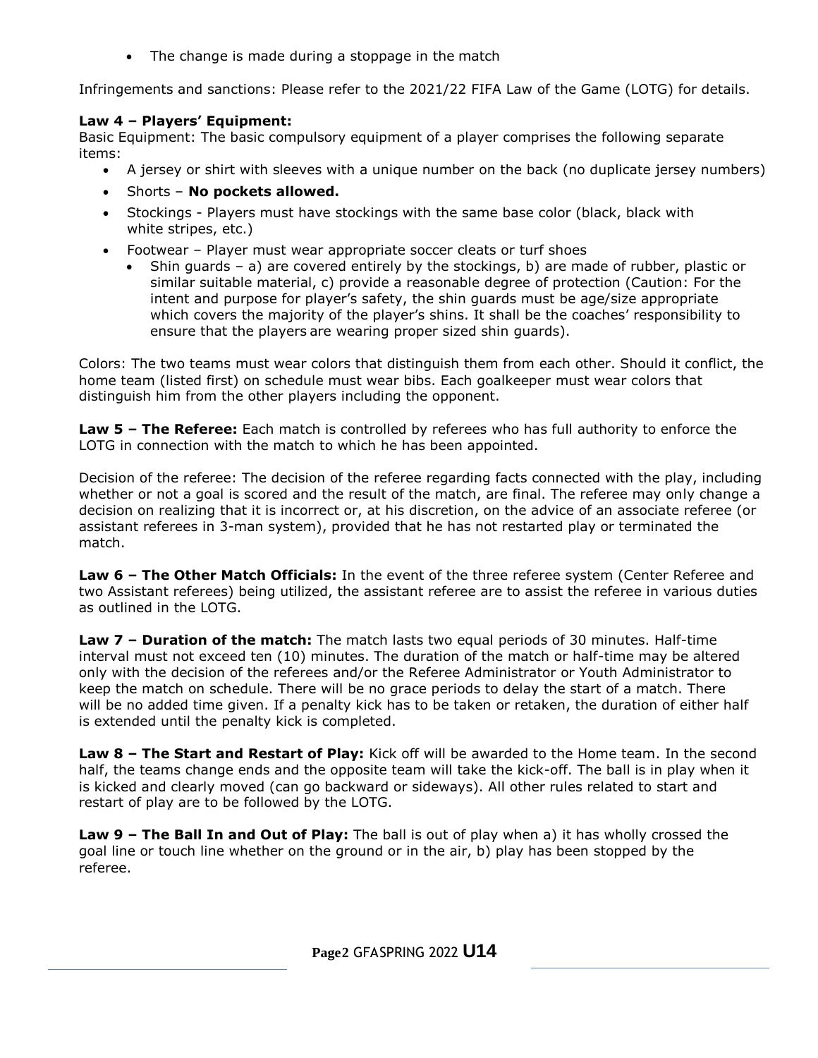- The change is made during a stoppage in the match

Infringements and sanctions: Please refer to the 2021/22 FIFA Law of the Game (LOTG) for details.

**Law 4 – Players' Equipment:**
Basic Equipment: The basic compulsory equipment of a player comprises the following separate items:

- A jersey or shirt with sleeves with a unique number on the back (no duplicate jersey numbers)
- Shorts – **No pockets allowed.**
- Stockings - Players must have stockings with the same base color (black, black with white stripes, etc.)
- Footwear – Player must wear appropriate soccer cleats or turf shoes
  - Shin guards – a) are covered entirely by the stockings, b) are made of rubber, plastic or similar suitable material, c) provide a reasonable degree of protection (Caution: For the intent and purpose for player's safety, the shin guards must be age/size appropriate which covers the majority of the player's shins. It shall be the coaches' responsibility to ensure that the players are wearing proper sized shin guards).

Colors: The two teams must wear colors that distinguish them from each other. Should it conflict, the home team (listed first) on schedule must wear bibs. Each goalkeeper must wear colors that distinguish him from the other players including the opponent.

**Law 5 – The Referee:** Each match is controlled by referees who has full authority to enforce the LOTG in connection with the match to which he has been appointed.

Decision of the referee: The decision of the referee regarding facts connected with the play, including whether or not a goal is scored and the result of the match, are final. The referee may only change a decision on realizing that it is incorrect or, at his discretion, on the advice of an associate referee (or assistant referees in 3-man system), provided that he has not restarted play or terminated the match.

**Law 6 – The Other Match Officials:** In the event of the three referee system (Center Referee and two Assistant referees) being utilized, the assistant referee are to assist the referee in various duties as outlined in the LOTG.

**Law 7 – Duration of the match:** The match lasts two equal periods of 30 minutes. Half-time interval must not exceed ten (10) minutes. The duration of the match or half-time may be altered only with the decision of the referees and/or the Referee Administrator or Youth Administrator to keep the match on schedule. There will be no grace periods to delay the start of a match. There will be no added time given. If a penalty kick has to be taken or retaken, the duration of either half is extended until the penalty kick is completed.

**Law 8 – The Start and Restart of Play:** Kick off will be awarded to the Home team. In the second half, the teams change ends and the opposite team will take the kick-off. The ball is in play when it is kicked and clearly moved (can go backward or sideways). All other rules related to start and restart of play are to be followed by the LOTG.

**Law 9 – The Ball In and Out of Play:** The ball is out of play when a) it has wholly crossed the goal line or touch line whether on the ground or in the air, b) play has been stopped by the referee.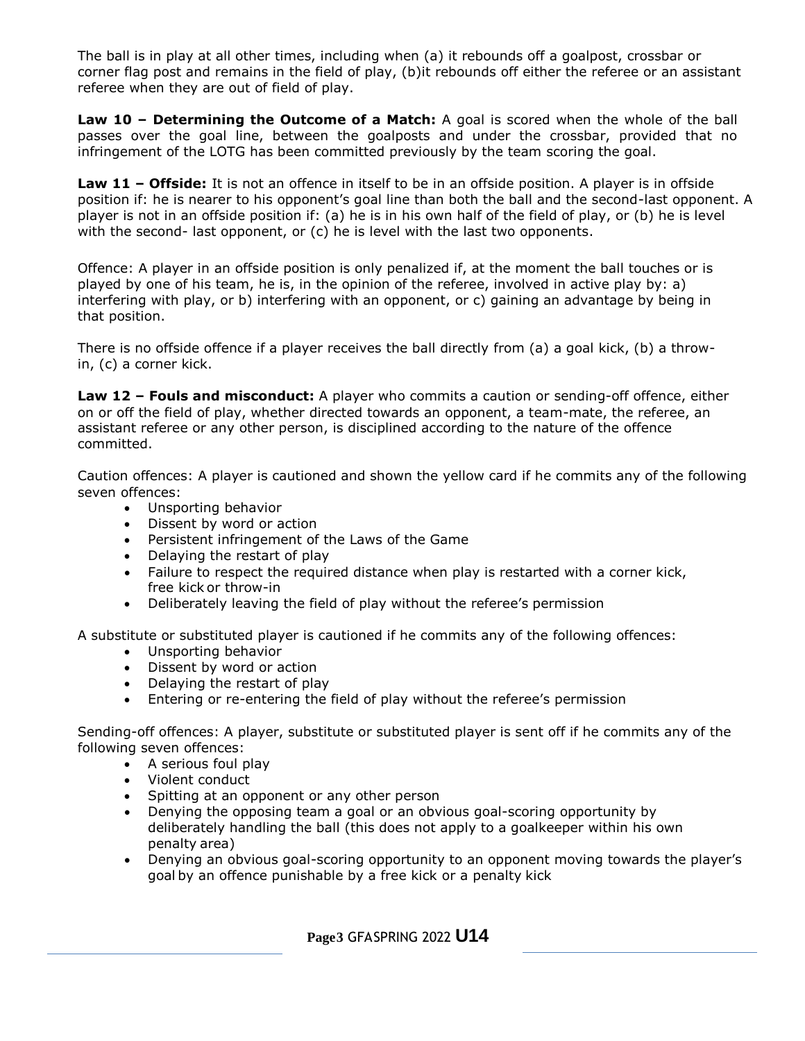The ball is in play at all other times, including when (a) it rebounds off a goalpost, crossbar or corner flag post and remains in the field of play, (b)it rebounds off either the referee or an assistant referee when they are out of field of play.

**Law 10 – Determining the Outcome of a Match:** A goal is scored when the whole of the ball passes over the goal line, between the goalposts and under the crossbar, provided that no infringement of the LOTG has been committed previously by the team scoring the goal.

**Law 11 – Offside:** It is not an offence in itself to be in an offside position. A player is in offside position if: he is nearer to his opponent's goal line than both the ball and the second-last opponent. A player is not in an offside position if: (a) he is in his own half of the field of play, or (b) he is level with the second- last opponent, or (c) he is level with the last two opponents.

Offence: A player in an offside position is only penalized if, at the moment the ball touches or is played by one of his team, he is, in the opinion of the referee, involved in active play by: a) interfering with play, or b) interfering with an opponent, or c) gaining an advantage by being in that position.

There is no offside offence if a player receives the ball directly from (a) a goal kick, (b) a throw-in, (c) a corner kick.

**Law 12 – Fouls and misconduct:** A player who commits a caution or sending-off offence, either on or off the field of play, whether directed towards an opponent, a team-mate, the referee, an assistant referee or any other person, is disciplined according to the nature of the offence committed.

Caution offences: A player is cautioned and shown the yellow card if he commits any of the following seven offences:

- Unsporting behavior
- Dissent by word or action
- Persistent infringement of the Laws of the Game
- Delaying the restart of play
- Failure to respect the required distance when play is restarted with a corner kick, free kick or throw-in
- Deliberately leaving the field of play without the referee's permission

A substitute or substituted player is cautioned if he commits any of the following offences:

- Unsporting behavior
- Dissent by word or action
- Delaying the restart of play
- Entering or re-entering the field of play without the referee's permission

Sending-off offences: A player, substitute or substituted player is sent off if he commits any of the following seven offences:

- A serious foul play
- Violent conduct
- Spitting at an opponent or any other person
- Denying the opposing team a goal or an obvious goal-scoring opportunity by deliberately handling the ball (this does not apply to a goalkeeper within his own penalty area)
- Denying an obvious goal-scoring opportunity to an opponent moving towards the player's goal by an offence punishable by a free kick or a penalty kick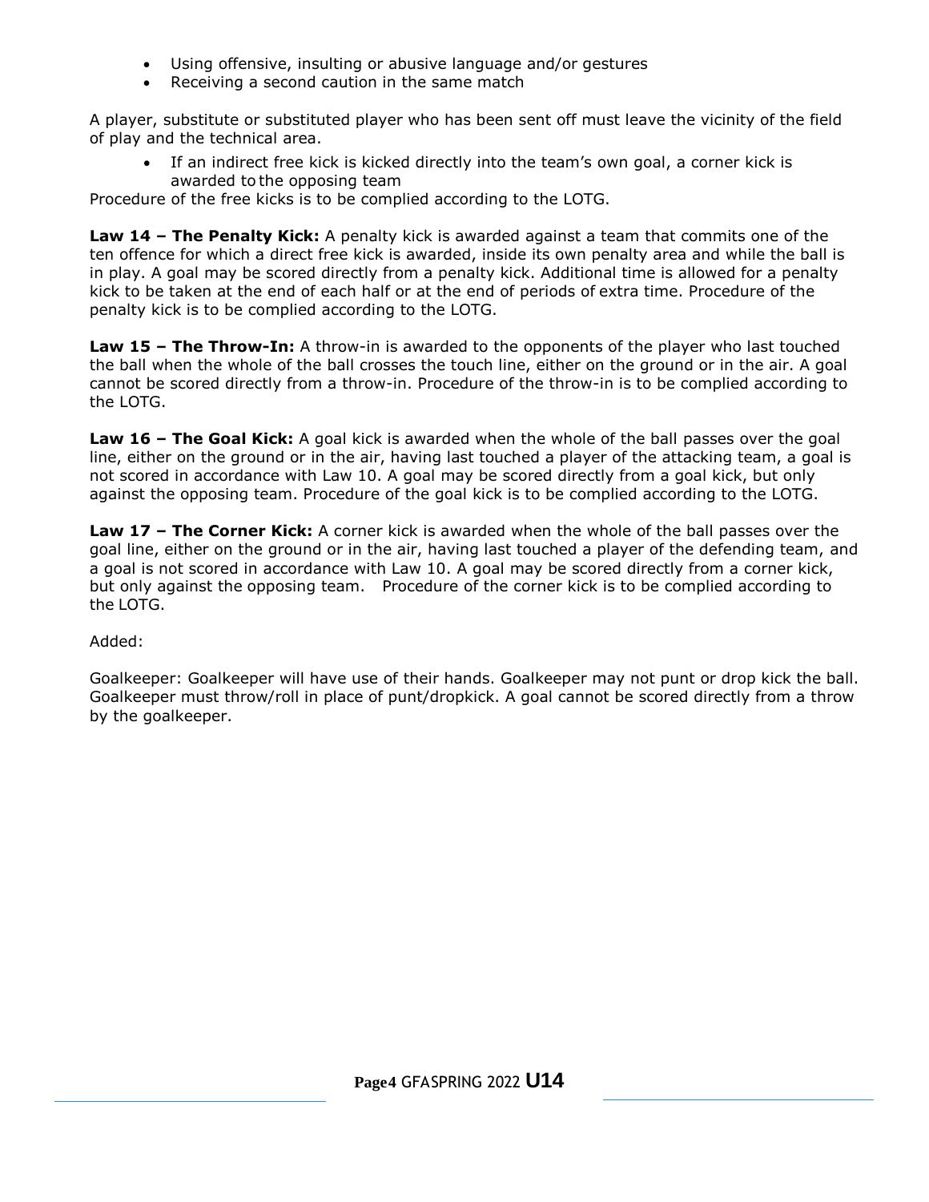- Using offensive, insulting or abusive language and/or gestures
- Receiving a second caution in the same match

A player, substitute or substituted player who has been sent off must leave the vicinity of the field of play and the technical area.

- If an indirect free kick is kicked directly into the team's own goal, a corner kick is awarded to the opposing team

Procedure of the free kicks is to be complied according to the LOTG.

**Law 14 – The Penalty Kick:** A penalty kick is awarded against a team that commits one of the ten offence for which a direct free kick is awarded, inside its own penalty area and while the ball is in play. A goal may be scored directly from a penalty kick. Additional time is allowed for a penalty kick to be taken at the end of each half or at the end of periods of extra time. Procedure of the penalty kick is to be complied according to the LOTG.

**Law 15 – The Throw-In:** A throw-in is awarded to the opponents of the player who last touched the ball when the whole of the ball crosses the touch line, either on the ground or in the air. A goal cannot be scored directly from a throw-in. Procedure of the throw-in is to be complied according to the LOTG.

**Law 16 – The Goal Kick:** A goal kick is awarded when the whole of the ball passes over the goal line, either on the ground or in the air, having last touched a player of the attacking team, a goal is not scored in accordance with Law 10. A goal may be scored directly from a goal kick, but only against the opposing team. Procedure of the goal kick is to be complied according to the LOTG.

**Law 17 – The Corner Kick:** A corner kick is awarded when the whole of the ball passes over the goal line, either on the ground or in the air, having last touched a player of the defending team, and a goal is not scored in accordance with Law 10. A goal may be scored directly from a corner kick, but only against the opposing team. Procedure of the corner kick is to be complied according to the LOTG.

Added:

Goalkeeper: Goalkeeper will have use of their hands. Goalkeeper may not punt or drop kick the ball. Goalkeeper must throw/roll in place of punt/dropkick. A goal cannot be scored directly from a throw by the goalkeeper.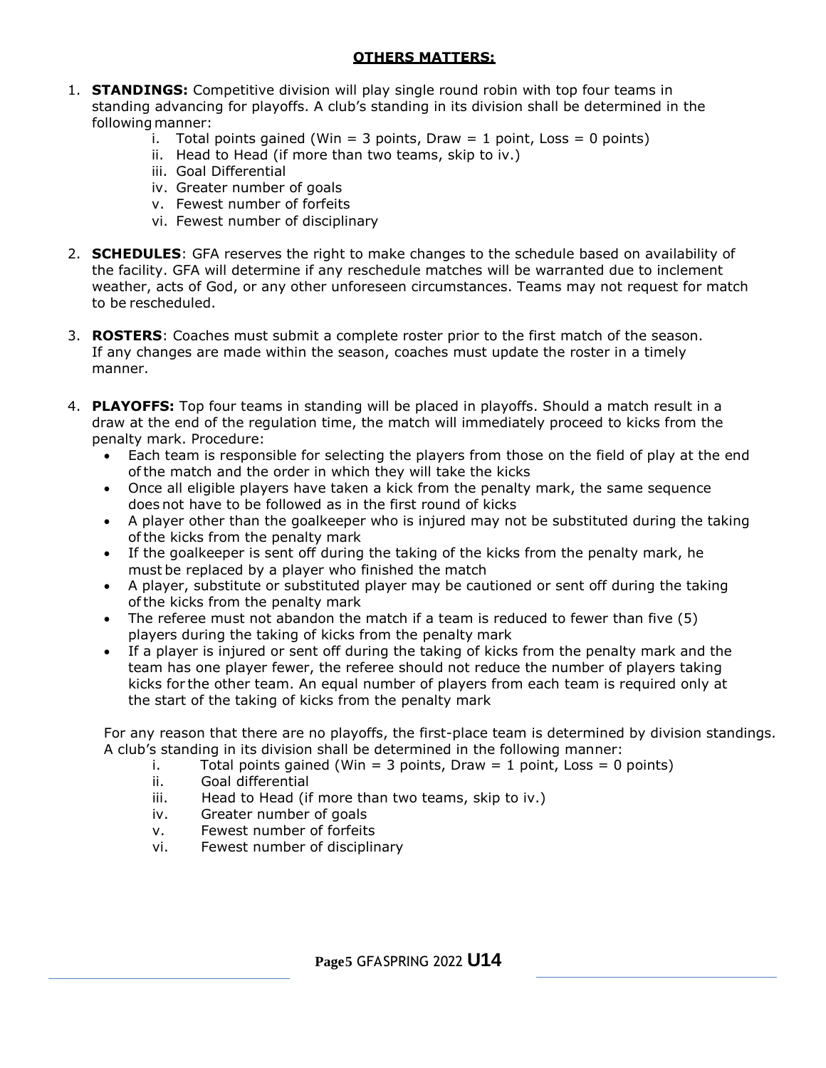## OTHERS MATTERS:

1. **STANDINGS:** Competitive division will play single round robin with top four teams in standing advancing for playoffs. A club's standing in its division shall be determined in the following manner:
   i. Total points gained (Win = 3 points, Draw = 1 point, Loss = 0 points)
   ii. Head to Head (if more than two teams, skip to iv.)
   iii. Goal Differential
   iv. Greater number of goals
   v. Fewest number of forfeits
   vi. Fewest number of disciplinary

2. **SCHEDULES**: GFA reserves the right to make changes to the schedule based on availability of the facility. GFA will determine if any reschedule matches will be warranted due to inclement weather, acts of God, or any other unforeseen circumstances. Teams may not request for match to be rescheduled.

3. **ROSTERS**: Coaches must submit a complete roster prior to the first match of the season. If any changes are made within the season, coaches must update the roster in a timely manner.

4. **PLAYOFFS:** Top four teams in standing will be placed in playoffs. Should a match result in a draw at the end of the regulation time, the match will immediately proceed to kicks from the penalty mark. Procedure:
   - Each team is responsible for selecting the players from those on the field of play at the end of the match and the order in which they will take the kicks
   - Once all eligible players have taken a kick from the penalty mark, the same sequence does not have to be followed as in the first round of kicks
   - A player other than the goalkeeper who is injured may not be substituted during the taking of the kicks from the penalty mark
   - If the goalkeeper is sent off during the taking of the kicks from the penalty mark, he must be replaced by a player who finished the match
   - A player, substitute or substituted player may be cautioned or sent off during the taking of the kicks from the penalty mark
   - The referee must not abandon the match if a team is reduced to fewer than five (5) players during the taking of kicks from the penalty mark
   - If a player is injured or sent off during the taking of kicks from the penalty mark and the team has one player fewer, the referee should not reduce the number of players taking kicks for the other team. An equal number of players from each team is required only at the start of the taking of kicks from the penalty mark

   For any reason that there are no playoffs, the first-place team is determined by division standings. A club's standing in its division shall be determined in the following manner:
   i. Total points gained (Win = 3 points, Draw = 1 point, Loss = 0 points)
   ii. Goal differential
   iii. Head to Head (if more than two teams, skip to iv.)
   iv. Greater number of goals
   v. Fewest number of forfeits
   vi. Fewest number of disciplinary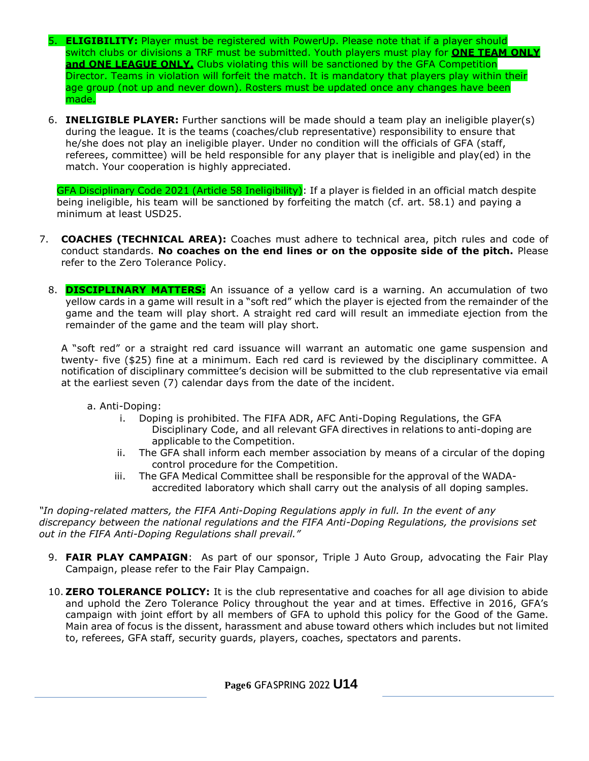5. **ELIGIBILITY:** Player must be registered with PowerUp. Please note that if a player should switch clubs or divisions a TRF must be submitted. Youth players must play for **ONE TEAM ONLY and ONE LEAGUE ONLY.** Clubs violating this will be sanctioned by the GFA Competition Director. Teams in violation will forfeit the match. It is mandatory that players play within their age group (not up and never down). Rosters must be updated once any changes have been made.

6. **INELIGIBLE PLAYER:** Further sanctions will be made should a team play an ineligible player(s) during the league. It is the teams (coaches/club representative) responsibility to ensure that he/she does not play an ineligible player. Under no condition will the officials of GFA (staff, referees, committee) will be held responsible for any player that is ineligible and play(ed) in the match. Your cooperation is highly appreciated.

   GFA Disciplinary Code 2021 (Article 58 Ineligibility): If a player is fielded in an official match despite being ineligible, his team will be sanctioned by forfeiting the match (cf. art. 58.1) and paying a minimum at least USD25.

7. **COACHES (TECHNICAL AREA):** Coaches must adhere to technical area, pitch rules and code of conduct standards. **No coaches on the end lines or on the opposite side of the pitch.** Please refer to the Zero Tolerance Policy.

8. **DISCIPLINARY MATTERS:** An issuance of a yellow card is a warning. An accumulation of two yellow cards in a game will result in a "soft red" which the player is ejected from the remainder of the game and the team will play short. A straight red card will result an immediate ejection from the remainder of the game and the team will play short.

   A "soft red" or a straight red card issuance will warrant an automatic one game suspension and twenty- five ($25) fine at a minimum. Each red card is reviewed by the disciplinary committee. A notification of disciplinary committee's decision will be submitted to the club representative via email at the earliest seven (7) calendar days from the date of the incident.

   a. Anti-Doping:
      i. Doping is prohibited. The FIFA ADR, AFC Anti-Doping Regulations, the GFA Disciplinary Code, and all relevant GFA directives in relations to anti-doping are applicable to the Competition.
      ii. The GFA shall inform each member association by means of a circular of the doping control procedure for the Competition.
      iii. The GFA Medical Committee shall be responsible for the approval of the WADA-accredited laboratory which shall carry out the analysis of all doping samples.

*"In doping-related matters, the FIFA Anti-Doping Regulations apply in full. In the event of any discrepancy between the national regulations and the FIFA Anti-Doping Regulations, the provisions set out in the FIFA Anti-Doping Regulations shall prevail."*

9. **FAIR PLAY CAMPAIGN**: As part of our sponsor, Triple J Auto Group, advocating the Fair Play Campaign, please refer to the Fair Play Campaign.

10. **ZERO TOLERANCE POLICY:** It is the club representative and coaches for all age division to abide and uphold the Zero Tolerance Policy throughout the year and at times. Effective in 2016, GFA's campaign with joint effort by all members of GFA to uphold this policy for the Good of the Game. Main area of focus is the dissent, harassment and abuse toward others which includes but not limited to, referees, GFA staff, security guards, players, coaches, spectators and parents.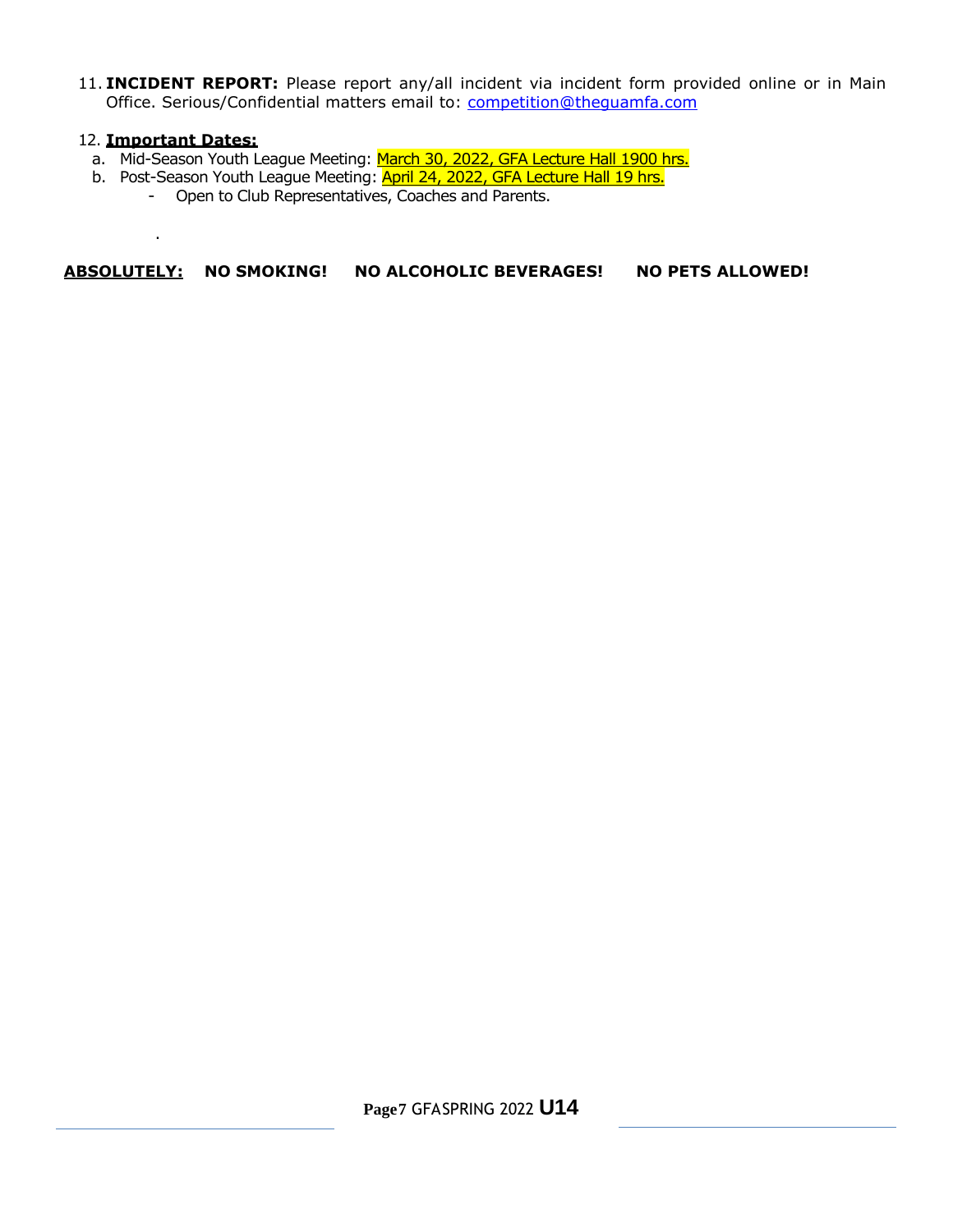11. **INCIDENT REPORT:** Please report any/all incident via incident form provided online or in Main Office. Serious/Confidential matters email to: competition@theguamfa.com

12. **Important Dates:**
    a. Mid-Season Youth League Meeting: March 30, 2022, GFA Lecture Hall 1900 hrs.
    b. Post-Season Youth League Meeting: April 24, 2022, GFA Lecture Hall 19 hrs.
       - Open to Club Representatives, Coaches and Parents.

.

**ABSOLUTELY:** **NO SMOKING!** **NO ALCOHOLIC BEVERAGES!** **NO PETS ALLOWED!**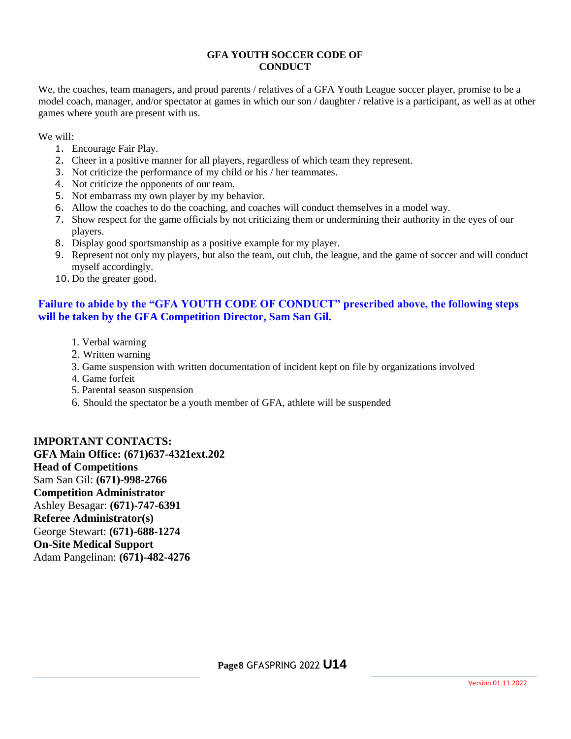# GFA YOUTH SOCCER CODE OF CONDUCT

We, the coaches, team managers, and proud parents / relatives of a GFA Youth League soccer player, promise to be a model coach, manager, and/or spectator at games in which our son / daughter / relative is a participant, as well as at other games where youth are present with us.

We will:

1. Encourage Fair Play.
2. Cheer in a positive manner for all players, regardless of which team they represent.
3. Not criticize the performance of my child or his / her teammates.
4. Not criticize the opponents of our team.
5. Not embarrass my own player by my behavior.
6. Allow the coaches to do the coaching, and coaches will conduct themselves in a model way.
7. Show respect for the game officials by not criticizing them or undermining their authority in the eyes of our players.
8. Display good sportsmanship as a positive example for my player.
9. Represent not only my players, but also the team, out club, the league, and the game of soccer and will conduct myself accordingly.
10. Do the greater good.

**Failure to abide by the "GFA YOUTH CODE OF CONDUCT" prescribed above, the following steps will be taken by the GFA Competition Director, Sam San Gil.**

1. Verbal warning
2. Written warning
3. Game suspension with written documentation of incident kept on file by organizations involved
4. Game forfeit
5. Parental season suspension
6. Should the spectator be a youth member of GFA, athlete will be suspended

**IMPORTANT CONTACTS:**
**GFA Main Office: (671)637-4321ext.202**
**Head of Competitions**
Sam San Gil: **(671)-998-2766**
**Competition Administrator**
Ashley Besagar: **(671)-747-6391**
**Referee Administrator(s)**
George Stewart: **(671)-688-1274**
**On-Site Medical Support**
Adam Pangelinan: **(671)-482-4276**